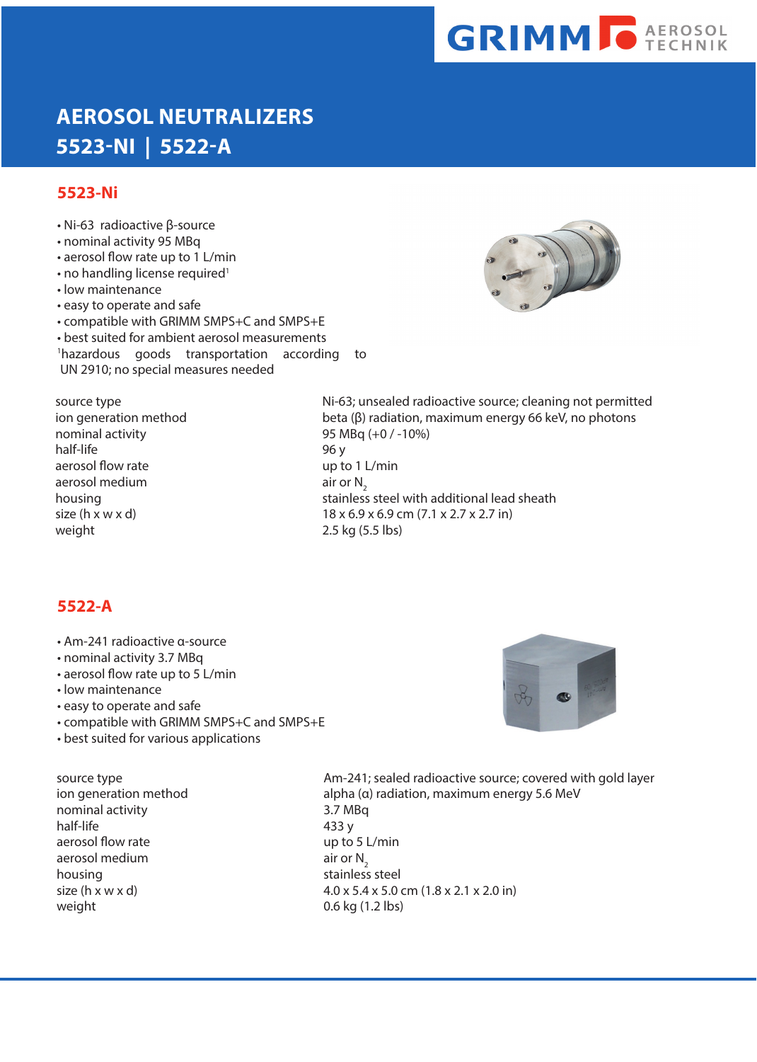GRIMM AEROSOL TECHNIK

# AEROSOL NEUTRALIZERS

# 5523-NI | 5522-A

## 5523-Ni

- Ni-63 radioactive β-source
- nominal activity 95 MBq
- aerosol flow rate up to 1 L/min
- no handling license required[1]
- low maintenance
- easy to operate and safe
- compatible with GRIMM SMPS+C and SMPS+E
- best suited for ambient aerosol measurements

[1]hazardous goods transportation according to UN 2910; no special measures needed

| | |
|---|---|
| source type | Ni-63; unsealed radioactive source; cleaning not permitted |
| ion generation method | beta (β) radiation, maximum energy 66 keV, no photons |
| nominal activity | 95 MBq (+0 / -10%) |
| half-life | 96 y |
| aerosol flow rate | up to 1 L/min |
| aerosol medium | air or $N_2$ |
| housing | stainless steel with additional lead sheath |
| size (h x w x d) | 18 x 6.9 x 6.9 cm (7.1 x 2.7 x 2.7 in) |
| weight | 2.5 kg (5.5 lbs) |

## 5522-A

- Am-241 radioactive α-source
- nominal activity 3.7 MBq
- aerosol flow rate up to 5 L/min
- low maintenance
- easy to operate and safe
- compatible with GRIMM SMPS+C and SMPS+E
- best suited for various applications

| | |
|---|---|
| source type | Am-241; sealed radioactive source; covered with gold layer |
| ion generation method | alpha (α) radiation, maximum energy 5.6 MeV |
| nominal activity | 3.7 MBq |
| half-life | 433 y |
| aerosol flow rate | up to 5 L/min |
| aerosol medium | air or $N_2$ |
| housing | stainless steel |
| size (h x w x d) | 4.0 x 5.4 x 5.0 cm (1.8 x 2.1 x 2.0 in) |
| weight | 0.6 kg (1.2 lbs) |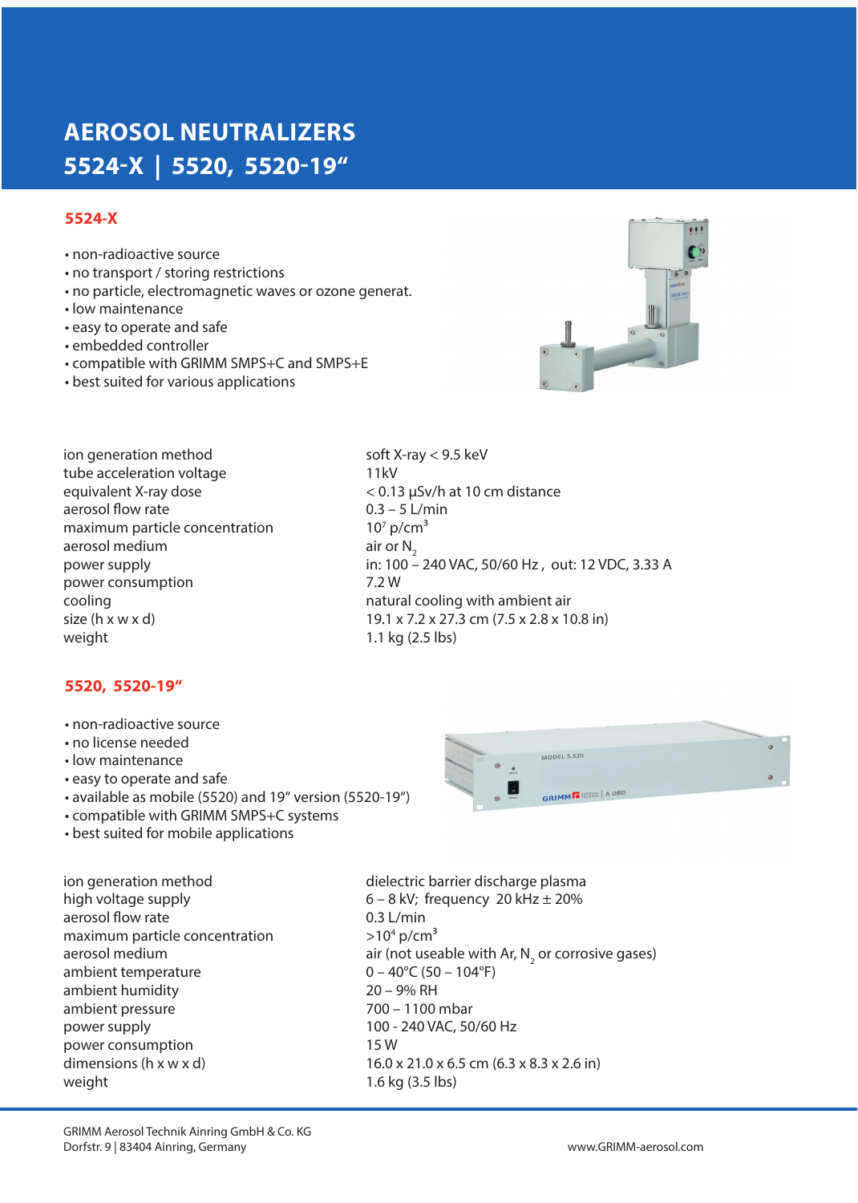# AEROSOL NEUTRALIZERS
# 5524-X | 5520, 5520-19"

## 5524-X

- non-radioactive source
- no transport / storing restrictions
- no particle, electromagnetic waves or ozone generat.
- low maintenance
- easy to operate and safe
- embedded controller
- compatible with GRIMM SMPS+C and SMPS+E
- best suited for various applications

| | |
|---|---|
| ion generation method | soft X-ray < 9.5 keV |
| tube acceleration voltage | 11kV |
| equivalent X-ray dose | < 0.13 µSv/h at 10 cm distance |
| aerosol flow rate | 0.3 – 5 L/min |
| maximum particle concentration | $10^7$ p/cm$^3$ |
| aerosol medium | air or $N_2$ |
| power supply | in: 100 – 240 VAC, 50/60 Hz , out: 12 VDC, 3.33 A |
| power consumption | 7.2 W |
| cooling | natural cooling with ambient air |
| size (h x w x d) | 19.1 x 7.2 x 27.3 cm (7.5 x 2.8 x 10.8 in) |
| weight | 1.1 kg (2.5 lbs) |

## 5520, 5520-19"

- non-radioactive source
- no license needed
- low maintenance
- easy to operate and safe
- available as mobile (5520) and 19" version (5520-19")
- compatible with GRIMM SMPS+C systems
- best suited for mobile applications

| | |
|---|---|
| ion generation method | dielectric barrier discharge plasma |
| high voltage supply | 6 – 8 kV; frequency 20 kHz ± 20% |
| aerosol flow rate | 0.3 L/min |
| maximum particle concentration | >$10^4$ p/cm$^3$ |
| aerosol medium | air (not useable with Ar, $N_2$ or corrosive gases) |
| ambient temperature | 0 – 40°C (50 – 104°F) |
| ambient humidity | 20 – 9% RH |
| ambient pressure | 700 – 1100 mbar |
| power supply | 100 - 240 VAC, 50/60 Hz |
| power consumption | 15 W |
| dimensions (h x w x d) | 16.0 x 21.0 x 6.5 cm (6.3 x 8.3 x 2.6 in) |
| weight | 1.6 kg (3.5 lbs) |

GRIMM Aerosol Technik Ainring GmbH & Co. KG
Dorfstr. 9 | 83404 Ainring, Germany

www.GRIMM-aerosol.com